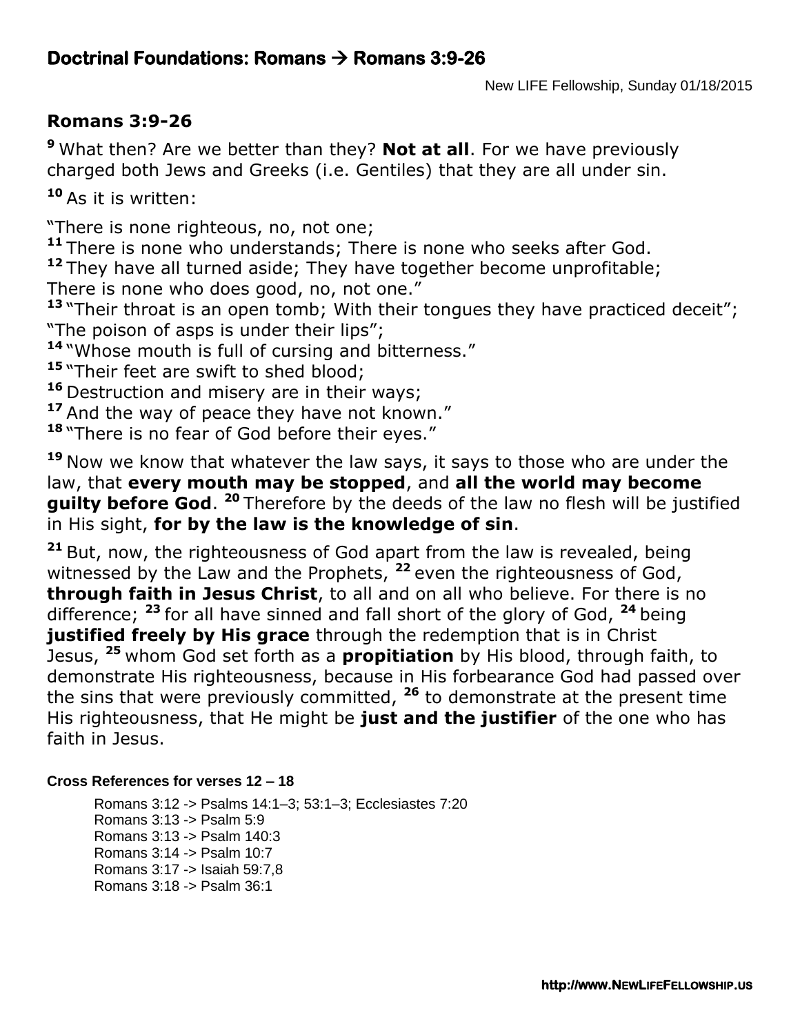# Doctrinal Foundations: Romans → Romans 3:9-26

New LIFE Fellowship, Sunday 01/18/2015

## Romans 3:9-26

**9** What then? Are we better than they? **Not at all**. For we have previously charged both Jews and Greeks (i.e. Gentiles) that they are all under sin.

**10** As it is written:

"There is none righteous, no, not one;
**11** There is none who understands; There is none who seeks after God.
**12** They have all turned aside; They have together become unprofitable;
There is none who does good, no, not one."
**13** "Their throat is an open tomb; With their tongues they have practiced deceit";
"The poison of asps is under their lips";
**14** "Whose mouth is full of cursing and bitterness."
**15** "Their feet are swift to shed blood;
**16** Destruction and misery are in their ways;
**17** And the way of peace they have not known."
**18** "There is no fear of God before their eyes."

**19** Now we know that whatever the law says, it says to those who are under the law, that **every mouth may be stopped**, and **all the world may become guilty before God**. **20** Therefore by the deeds of the law no flesh will be justified in His sight, **for by the law is the knowledge of sin**.

**21** But, now, the righteousness of God apart from the law is revealed, being witnessed by the Law and the Prophets, **22** even the righteousness of God, **through faith in Jesus Christ**, to all and on all who believe. For there is no difference; **23** for all have sinned and fall short of the glory of God, **24** being **justified freely by His grace** through the redemption that is in Christ Jesus, **25** whom God set forth as a **propitiation** by His blood, through faith, to demonstrate His righteousness, because in His forbearance God had passed over the sins that were previously committed, **26** to demonstrate at the present time His righteousness, that He might be **just and the justifier** of the one who has faith in Jesus.

#### Cross References for verses 12 – 18

Romans 3:12 -> Psalms 14:1–3; 53:1–3; Ecclesiastes 7:20
Romans 3:13 -> Psalm 5:9
Romans 3:13 -> Psalm 140:3
Romans 3:14 -> Psalm 10:7
Romans 3:17 -> Isaiah 59:7,8
Romans 3:18 -> Psalm 36:1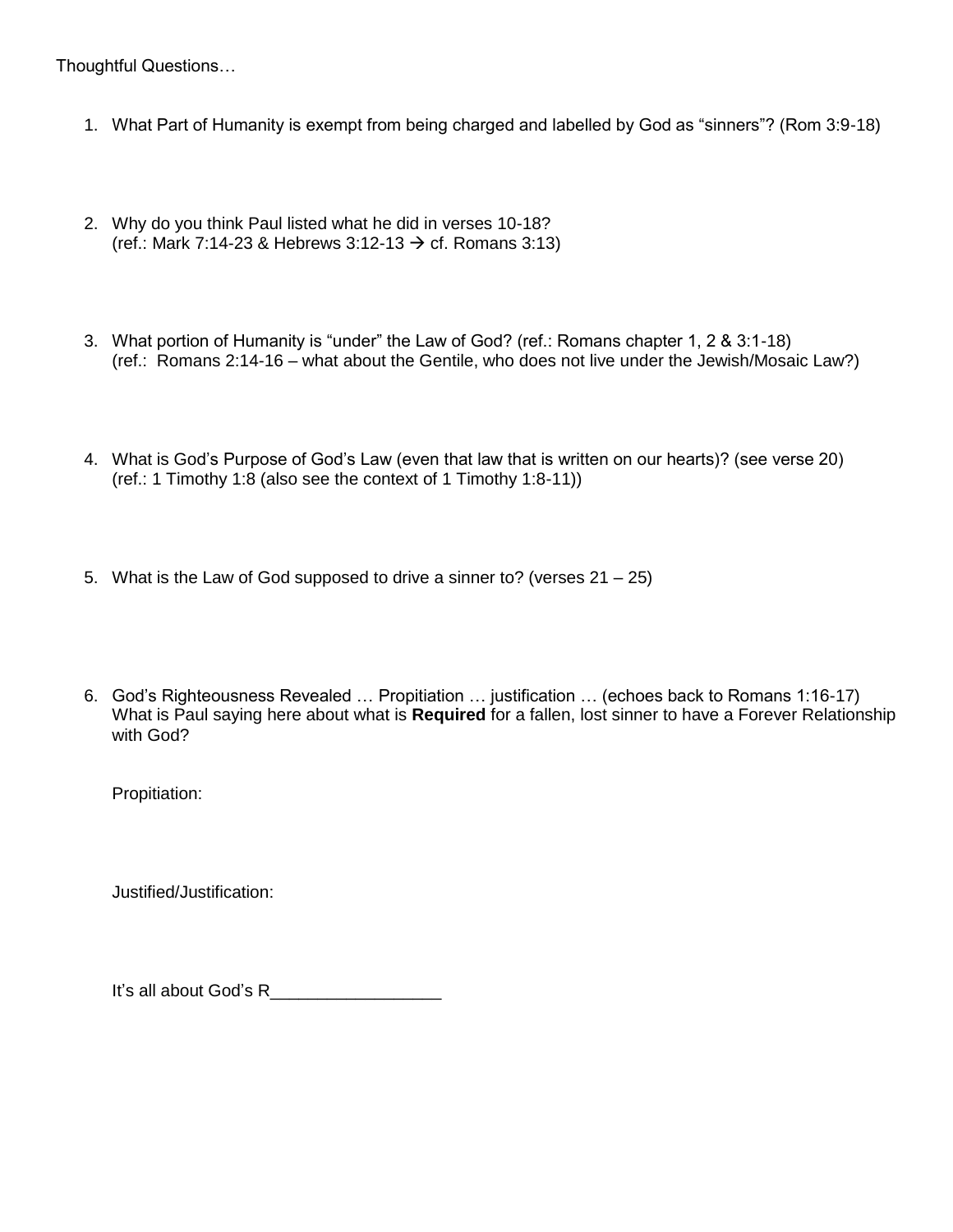Thoughtful Questions…

1. What Part of Humanity is exempt from being charged and labelled by God as "sinners"? (Rom 3:9-18)

2. Why do you think Paul listed what he did in verses 10-18?
   (ref.: Mark 7:14-23 & Hebrews 3:12-13 → cf. Romans 3:13)

3. What portion of Humanity is "under" the Law of God? (ref.: Romans chapter 1, 2 & 3:1-18)
   (ref.: Romans 2:14-16 – what about the Gentile, who does not live under the Jewish/Mosaic Law?)

4. What is God's Purpose of God's Law (even that law that is written on our hearts)? (see verse 20)
   (ref.: 1 Timothy 1:8 (also see the context of 1 Timothy 1:8-11))

5. What is the Law of God supposed to drive a sinner to? (verses 21 – 25)

6. God's Righteousness Revealed … Propitiation … justification … (echoes back to Romans 1:16-17)
   What is Paul saying here about what is **Required** for a fallen, lost sinner to have a Forever Relationship with God?

   Propitiation:

   Justified/Justification:

   It's all about God's R__________________